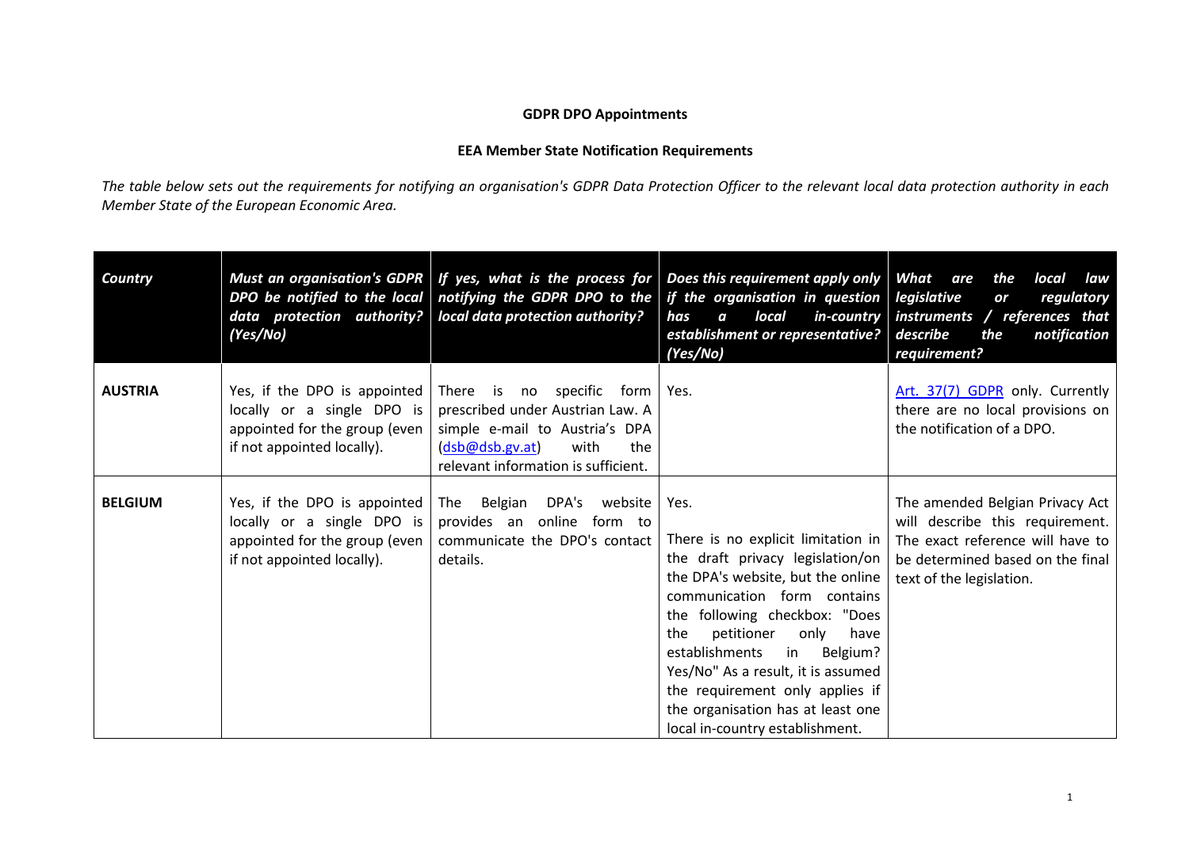**GDPR DPO Appointments**

**EEA Member State Notification Requirements**

*The table below sets out the requirements for notifying an organisation's GDPR Data Protection Officer to the relevant local data protection authority in each Member State of the European Economic Area.*

| ***Country*** | ***Must an organisation's GDPR DPO be notified to the local data protection authority? (Yes/No)*** | ***If yes, what is the process for notifying the GDPR DPO to the local data protection authority?*** | ***Does this requirement apply only if the organisation in question has a local in-country establishment or representative? (Yes/No)*** | ***What are the local law legislative or regulatory instruments / references that describe the notification requirement?*** |
|---|---|---|---|---|
| **AUSTRIA** | Yes, if the DPO is appointed locally or a single DPO is appointed for the group (even if not appointed locally). | There is no specific form prescribed under Austrian Law. A simple e-mail to Austria's DPA (dsb@dsb.gv.at) with the relevant information is sufficient. | Yes. | Art. 37(7) GDPR only. Currently there are no local provisions on the notification of a DPO. |
| **BELGIUM** | Yes, if the DPO is appointed locally or a single DPO is appointed for the group (even if not appointed locally). | The Belgian DPA's website provides an online form to communicate the DPO's contact details. | Yes.<br><br>There is no explicit limitation in the draft privacy legislation/on the DPA's website, but the online communication form contains the following checkbox: "Does the petitioner only have establishments in Belgium? Yes/No" As a result, it is assumed the requirement only applies if the organisation has at least one local in-country establishment. | The amended Belgian Privacy Act will describe this requirement. The exact reference will have to be determined based on the final text of the legislation. |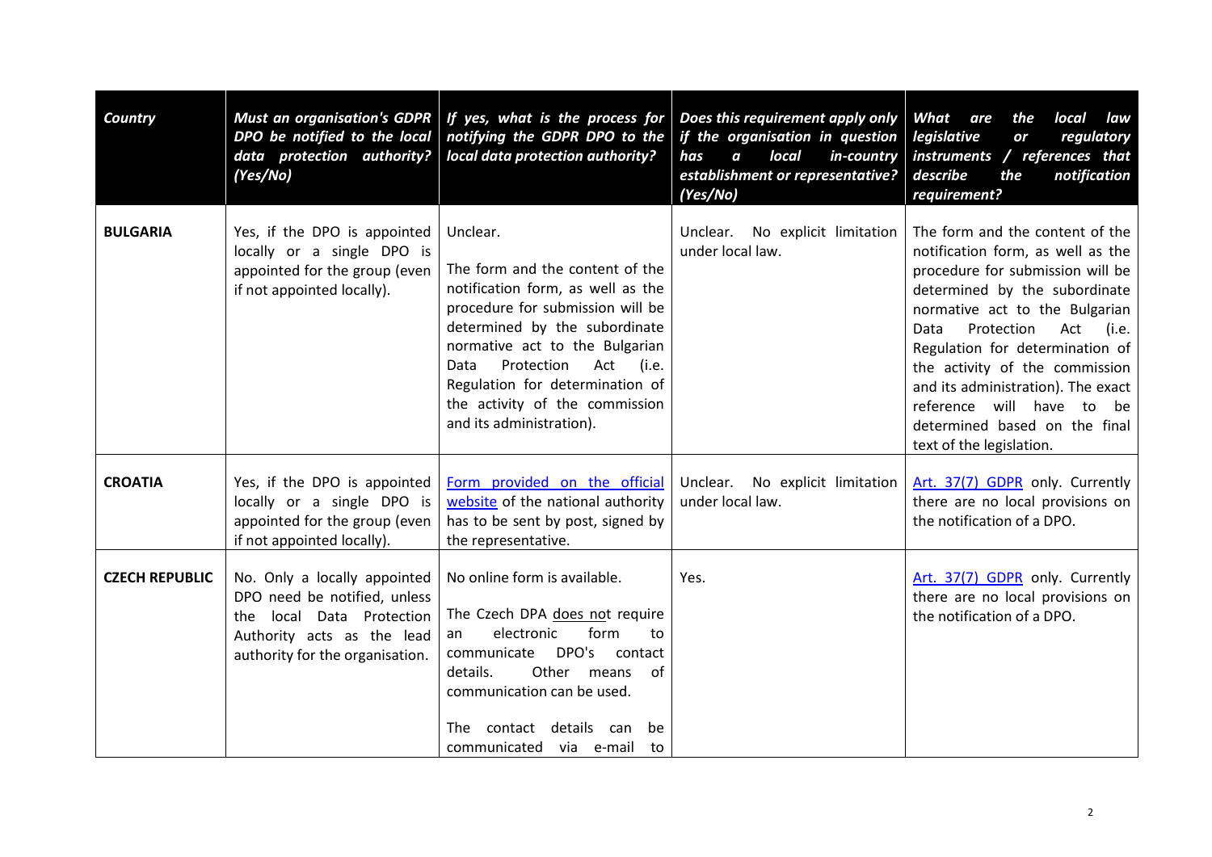| Country | *Must an organisation's GDPR DPO be notified to the local data protection authority? (Yes/No)* | *If yes, what is the process for notifying the GDPR DPO to the local data protection authority?* | *Does this requirement apply only if the organisation in question has a local in-country establishment or representative? (Yes/No)* | *What are the local law legislative or regulatory instruments / references that describe the notification requirement?* |
|---|---|---|---|---|
| **BULGARIA** | Yes, if the DPO is appointed locally or a single DPO is appointed for the group (even if not appointed locally). | Unclear.<br><br>The form and the content of the notification form, as well as the procedure for submission will be determined by the subordinate normative act to the Bulgarian Data Protection Act (i.e. Regulation for determination of the activity of the commission and its administration). | Unclear. No explicit limitation under local law. | The form and the content of the notification form, as well as the procedure for submission will be determined by the subordinate normative act to the Bulgarian Data Protection Act (i.e. Regulation for determination of the activity of the commission and its administration). The exact reference will have to be determined based on the final text of the legislation. |
| **CROATIA** | Yes, if the DPO is appointed locally or a single DPO is appointed for the group (even if not appointed locally). | Form provided on the official website of the national authority has to be sent by post, signed by the representative. | Unclear. No explicit limitation under local law. | Art. 37(7) GDPR only. Currently there are no local provisions on the notification of a DPO. |
| **CZECH REPUBLIC** | No. Only a locally appointed DPO need be notified, unless the local Data Protection Authority acts as the lead authority for the organisation. | No online form is available.<br><br>The Czech DPA does not require an electronic form to communicate DPO's contact details. Other means of communication can be used.<br><br>The contact details can be communicated via e-mail to | Yes. | Art. 37(7) GDPR only. Currently there are no local provisions on the notification of a DPO. |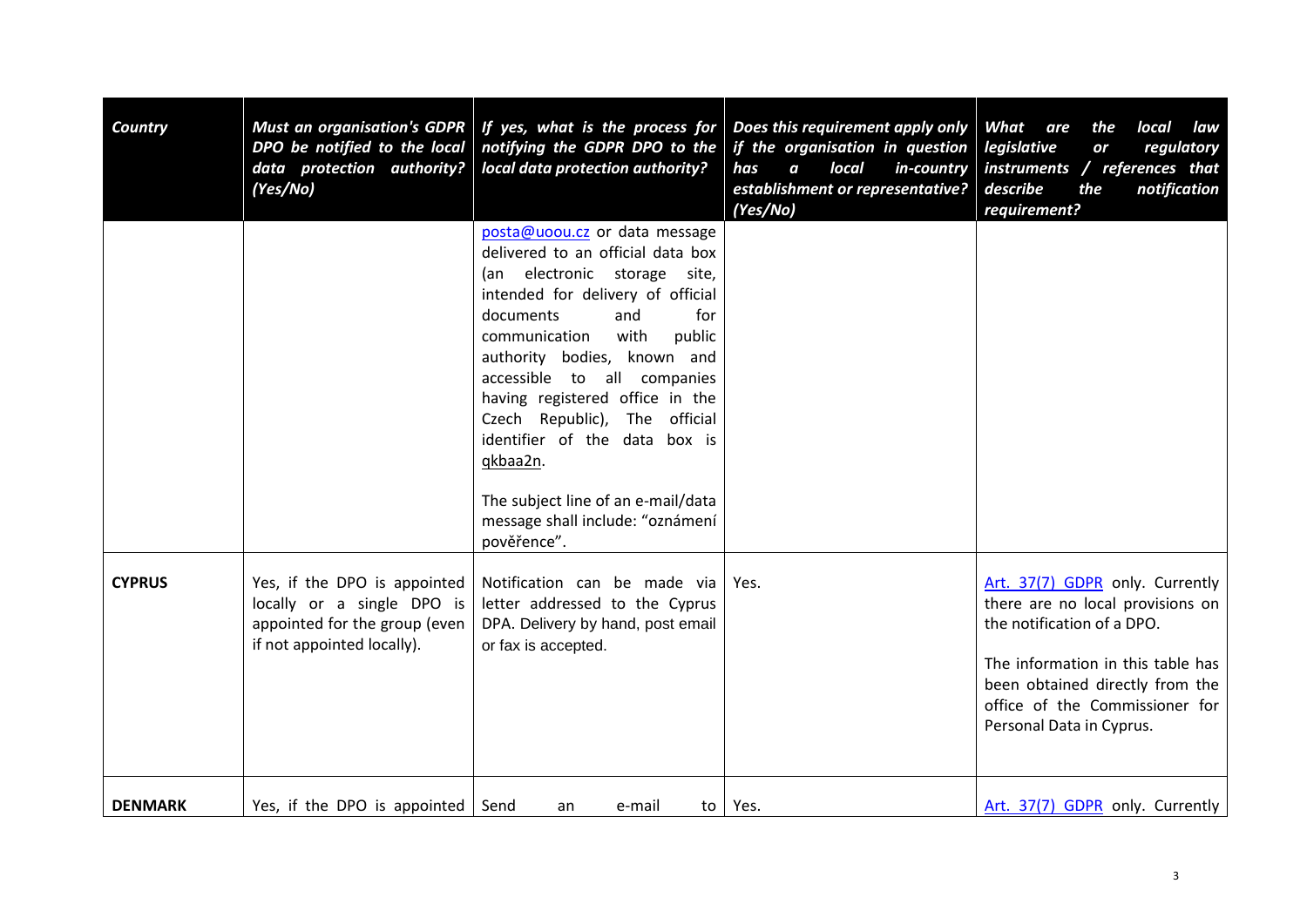| Country | Must an organisation's GDPR DPO be notified to the local data protection authority? (Yes/No) | If yes, what is the process for notifying the GDPR DPO to the local data protection authority? | Does this requirement apply only if the organisation in question has a local in-country establishment or representative? (Yes/No) | What are the local law legislative or regulatory instruments / references that describe the notification requirement? |
| --- | --- | --- | --- | --- |
| | | posta@uoou.cz or data message delivered to an official data box (an electronic storage site, intended for delivery of official documents and for communication with public authority bodies, known and accessible to all companies having registered office in the Czech Republic), The official identifier of the data box is qkbaa2n.<br><br>The subject line of an e-mail/data message shall include: "oznámení pověřence". | | |
| **CYPRUS** | Yes, if the DPO is appointed locally or a single DPO is appointed for the group (even if not appointed locally). | Notification can be made via letter addressed to the Cyprus DPA. Delivery by hand, post email or fax is accepted. | Yes. | Art. 37(7) GDPR only. Currently there are no local provisions on the notification of a DPO.<br><br>The information in this table has been obtained directly from the office of the Commissioner for Personal Data in Cyprus. |
| **DENMARK** | Yes, if the DPO is appointed | Send an e-mail to | Yes. | Art. 37(7) GDPR only. Currently |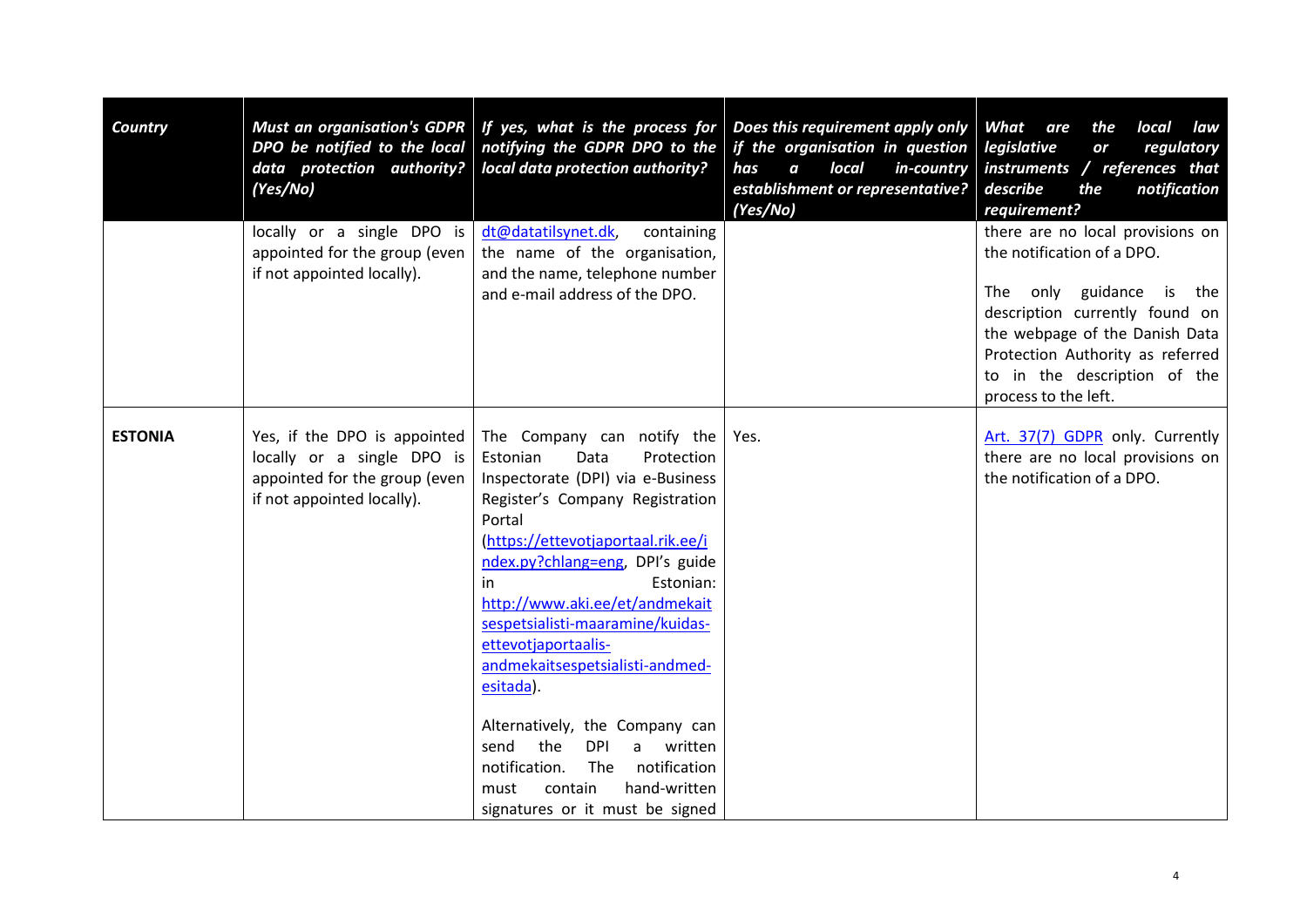| *Country* | *Must an organisation's GDPR DPO be notified to the local data protection authority? (Yes/No)* | *If yes, what is the process for notifying the GDPR DPO to the local data protection authority?* | *Does this requirement apply only if the organisation in question has a local in-country establishment or representative? (Yes/No)* | *What are the local law legislative or regulatory instruments / references that describe the notification requirement?* |
|---|---|---|---|---|
| | locally or a single DPO is appointed for the group (even if not appointed locally). | dt@datatilsynet.dk, containing the name of the organisation, and the name, telephone number and e-mail address of the DPO. | | there are no local provisions on the notification of a DPO.<br><br>The only guidance is the description currently found on the webpage of the Danish Data Protection Authority as referred to in the description of the process to the left. |
| **ESTONIA** | Yes, if the DPO is appointed locally or a single DPO is appointed for the group (even if not appointed locally). | The Company can notify the Estonian Data Protection Inspectorate (DPI) via e-Business Register's Company Registration Portal (https://ettevotjaportaal.rik.ee/index.py?chlang=eng, DPI's guide in Estonian: http://www.aki.ee/et/andmekaitsespetsialisti-maaramine/kuidas-ettevotjaportaalis-andmekaitsespetsialisti-andmed-esitada).<br><br>Alternatively, the Company can send the DPI a written notification. The notification must contain hand-written signatures or it must be signed | Yes. | Art. 37(7) GDPR only. Currently there are no local provisions on the notification of a DPO. |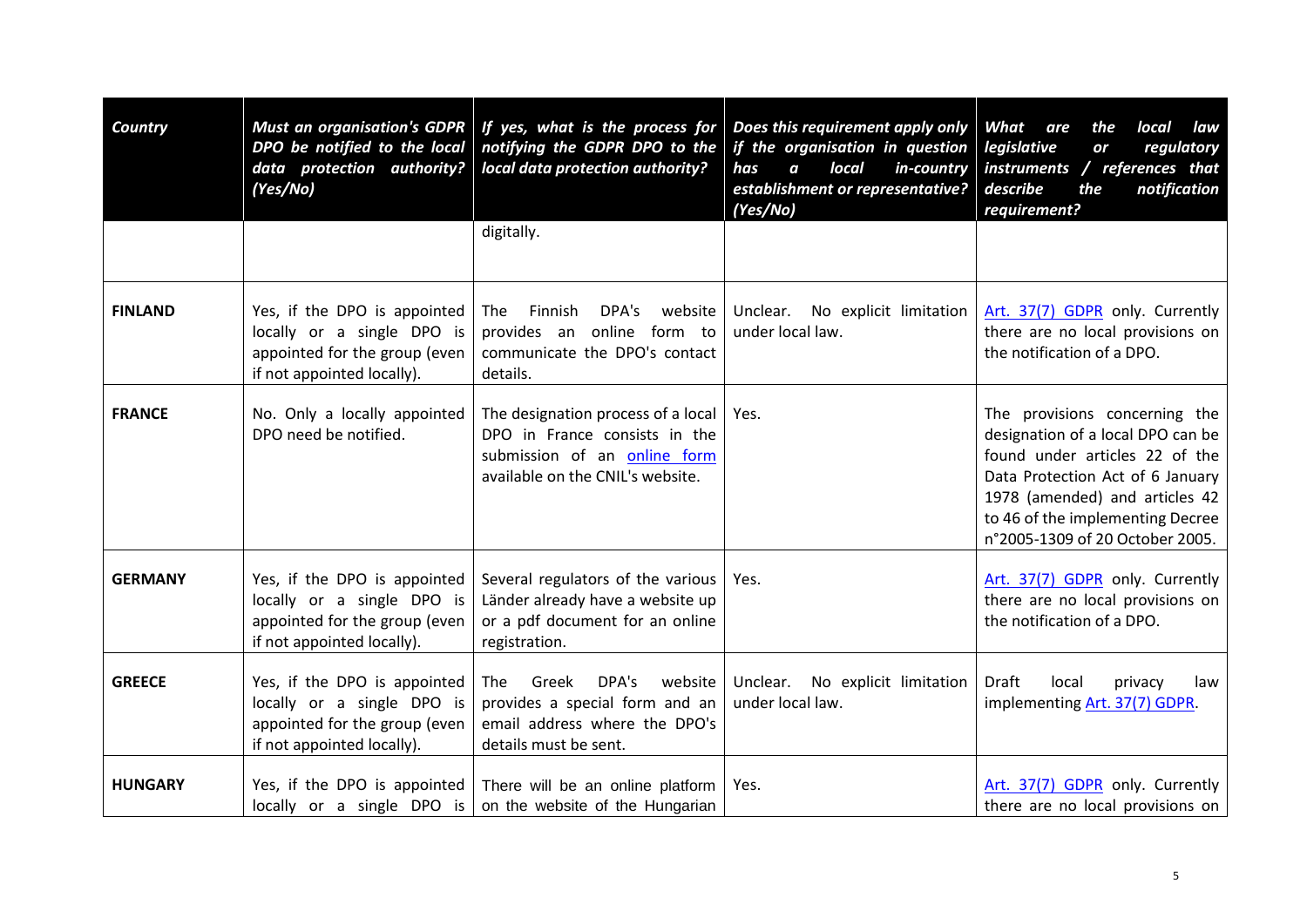| Country | Must an organisation's GDPR DPO be notified to the local data protection authority? (Yes/No) | If yes, what is the process for notifying the GDPR DPO to the local data protection authority? | Does this requirement apply only if the organisation in question has a local in-country establishment or representative? (Yes/No) | What are the local law legislative or regulatory instruments / references that describe the notification requirement? |
|---|---|---|---|---|
| | | digitally. | | |
| **FINLAND** | Yes, if the DPO is appointed locally or a single DPO is appointed for the group (even if not appointed locally). | The Finnish DPA's website provides an online form to communicate the DPO's contact details. | Unclear. No explicit limitation under local law. | Art. 37(7) GDPR only. Currently there are no local provisions on the notification of a DPO. |
| **FRANCE** | No. Only a locally appointed DPO need be notified. | The designation process of a local DPO in France consists in the submission of an online form available on the CNIL's website. | Yes. | The provisions concerning the designation of a local DPO can be found under articles 22 of the Data Protection Act of 6 January 1978 (amended) and articles 42 to 46 of the implementing Decree n°2005-1309 of 20 October 2005. |
| **GERMANY** | Yes, if the DPO is appointed locally or a single DPO is appointed for the group (even if not appointed locally). | Several regulators of the various Länder already have a website up or a pdf document for an online registration. | Yes. | Art. 37(7) GDPR only. Currently there are no local provisions on the notification of a DPO. |
| **GREECE** | Yes, if the DPO is appointed locally or a single DPO is appointed for the group (even if not appointed locally). | The Greek DPA's website provides a special form and an email address where the DPO's details must be sent. | Unclear. No explicit limitation under local law. | Draft local privacy law implementing Art. 37(7) GDPR. |
| **HUNGARY** | Yes, if the DPO is appointed locally or a single DPO is | There will be an online platform on the website of the Hungarian | Yes. | Art. 37(7) GDPR only. Currently there are no local provisions on |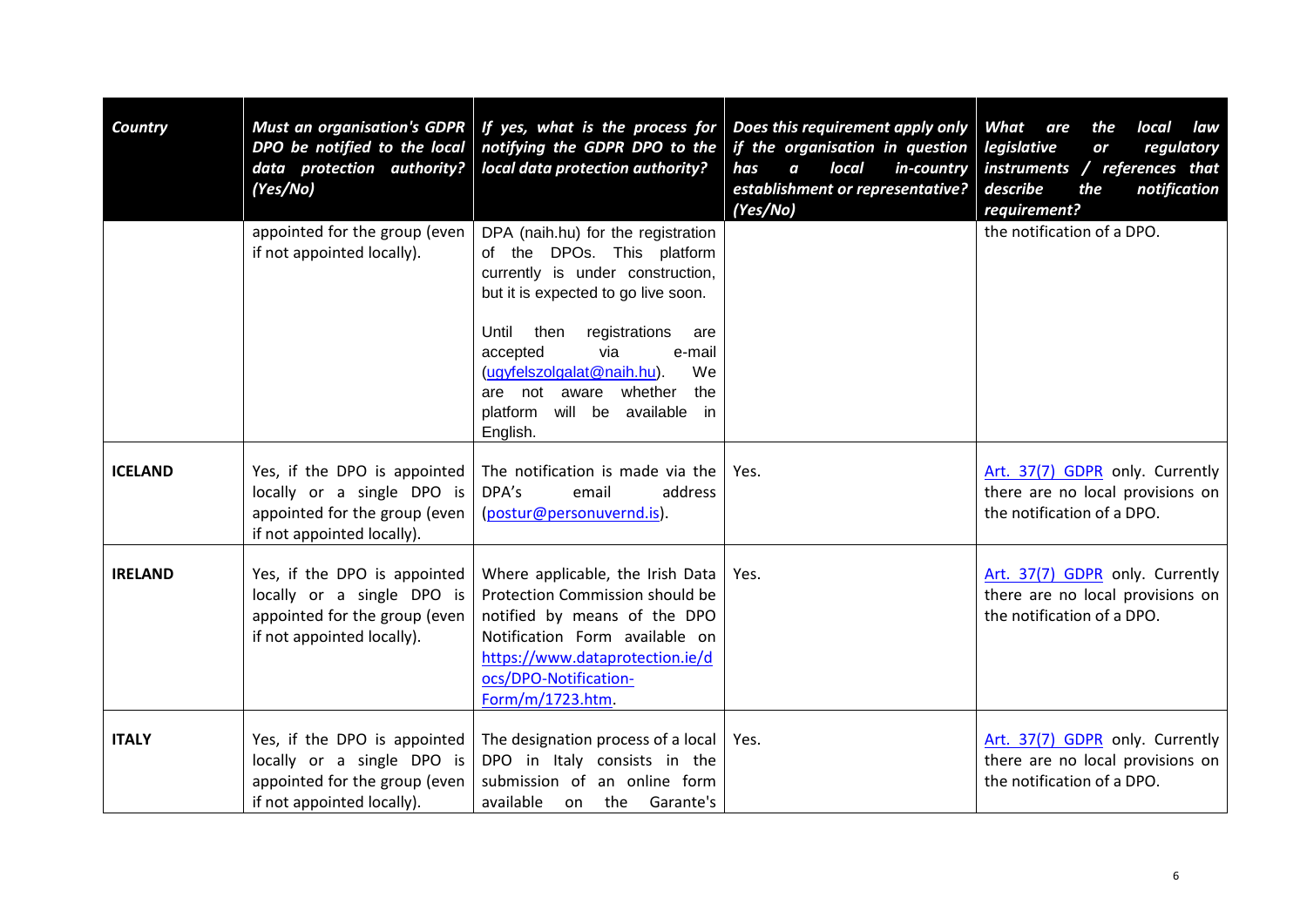| *Country* | *Must an organisation's GDPR DPO be notified to the local data protection authority? (Yes/No)* | *If yes, what is the process for notifying the GDPR DPO to the local data protection authority?* | *Does this requirement apply only if the organisation in question has a local in-country establishment or representative? (Yes/No)* | *What are the local law legislative or regulatory instruments / references that describe the notification requirement?* |
|---|---|---|---|---|
| | appointed for the group (even if not appointed locally). | DPA (naih.hu) for the registration of the DPOs. This platform currently is under construction, but it is expected to go live soon.<br><br>Until then registrations are accepted via e-mail (ugyfelszolgalat@naih.hu). We are not aware whether the platform will be available in English. | | the notification of a DPO. |
| **ICELAND** | Yes, if the DPO is appointed locally or a single DPO is appointed for the group (even if not appointed locally). | The notification is made via the DPA's email address (postur@personuvernd.is). | Yes. | Art. 37(7) GDPR only. Currently there are no local provisions on the notification of a DPO. |
| **IRELAND** | Yes, if the DPO is appointed locally or a single DPO is appointed for the group (even if not appointed locally). | Where applicable, the Irish Data Protection Commission should be notified by means of the DPO Notification Form available on https://www.dataprotection.ie/docs/DPO-Notification-Form/m/1723.htm. | Yes. | Art. 37(7) GDPR only. Currently there are no local provisions on the notification of a DPO. |
| **ITALY** | Yes, if the DPO is appointed locally or a single DPO is appointed for the group (even if not appointed locally). | The designation process of a local DPO in Italy consists in the submission of an online form available on the Garante's | Yes. | Art. 37(7) GDPR only. Currently there are no local provisions on the notification of a DPO. |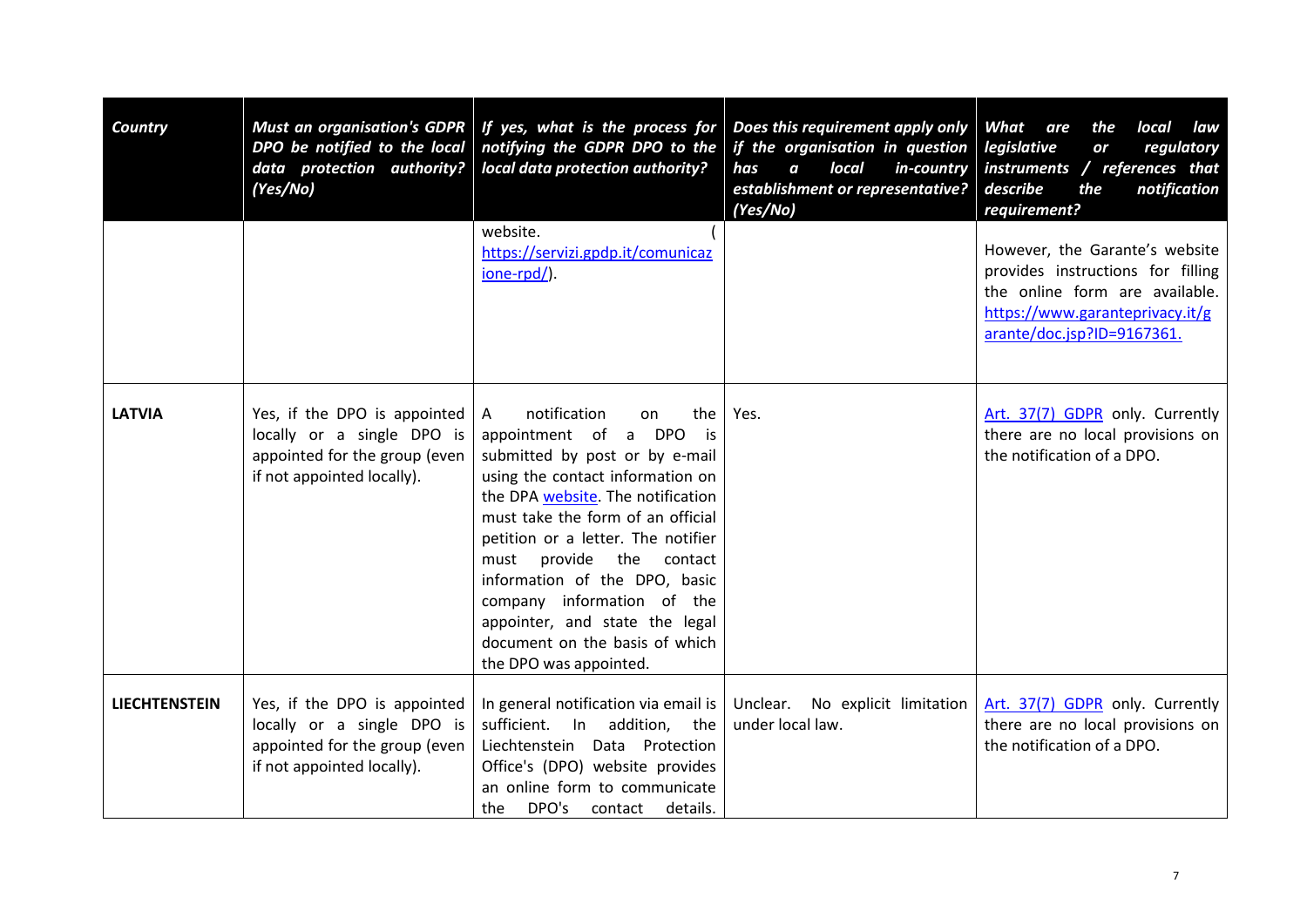| Country | Must an organisation's GDPR DPO be notified to the local data protection authority? (Yes/No) | If yes, what is the process for notifying the GDPR DPO to the local data protection authority? | Does this requirement apply only if the organisation in question has a local in-country establishment or representative? (Yes/No) | What are the local law legislative or regulatory instruments / references that describe the notification requirement? |
|---|---|---|---|---|
| | | website. (https://servizi.gpdp.it/comunicazione-rpd/). | | However, the Garante's website provides instructions for filling the online form are available. https://www.garanteprivacy.it/garante/doc.jsp?ID=9167361. |
| **LATVIA** | Yes, if the DPO is appointed locally or a single DPO is appointed for the group (even if not appointed locally). | A notification on the appointment of a DPO is submitted by post or by e-mail using the contact information on the DPA website. The notification must take the form of an official petition or a letter. The notifier must provide the contact information of the DPO, basic company information of the appointer, and state the legal document on the basis of which the DPO was appointed. | Yes. | Art. 37(7) GDPR only. Currently there are no local provisions on the notification of a DPO. |
| **LIECHTENSTEIN** | Yes, if the DPO is appointed locally or a single DPO is appointed for the group (even if not appointed locally). | In general notification via email is sufficient. In addition, the Liechtenstein Data Protection Office's (DPO) website provides an online form to communicate the DPO's contact details. | Unclear. No explicit limitation under local law. | Art. 37(7) GDPR only. Currently there are no local provisions on the notification of a DPO. |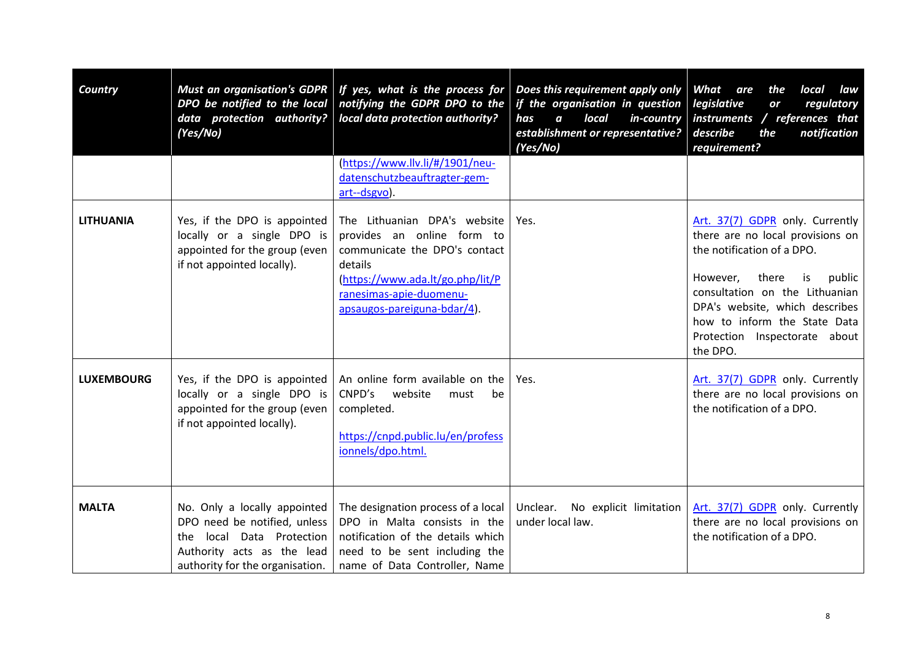| Country | Must an organisation's GDPR DPO be notified to the local data protection authority? (Yes/No) | If yes, what is the process for notifying the GDPR DPO to the local data protection authority? | Does this requirement apply only if the organisation in question has a local in-country establishment or representative? (Yes/No) | What are the local law legislative or regulatory instruments / references that describe the notification requirement? |
|---|---|---|---|---|
| | | (https://www.llv.li/#/1901/neu-datenschutzbeauftragter-gem-art--dsgvo). | | |
| **LITHUANIA** | Yes, if the DPO is appointed locally or a single DPO is appointed for the group (even if not appointed locally). | The Lithuanian DPA's website provides an online form to communicate the DPO's contact details (https://www.ada.lt/go.php/lit/Pranesimas-apie-duomenu-apsaugos-pareiguna-bdar/4). | Yes. | Art. 37(7) GDPR only. Currently there are no local provisions on the notification of a DPO.<br><br>However, there is public consultation on the Lithuanian DPA's website, which describes how to inform the State Data Protection Inspectorate about the DPO. |
| **LUXEMBOURG** | Yes, if the DPO is appointed locally or a single DPO is appointed for the group (even if not appointed locally). | An online form available on the CNPD's website must be completed.<br><br>https://cnpd.public.lu/en/professionnels/dpo.html. | Yes. | Art. 37(7) GDPR only. Currently there are no local provisions on the notification of a DPO. |
| **MALTA** | No. Only a locally appointed DPO need be notified, unless the local Data Protection Authority acts as the lead authority for the organisation. | The designation process of a local DPO in Malta consists in the notification of the details which need to be sent including the name of Data Controller, Name | Unclear. No explicit limitation under local law. | Art. 37(7) GDPR only. Currently there are no local provisions on the notification of a DPO. |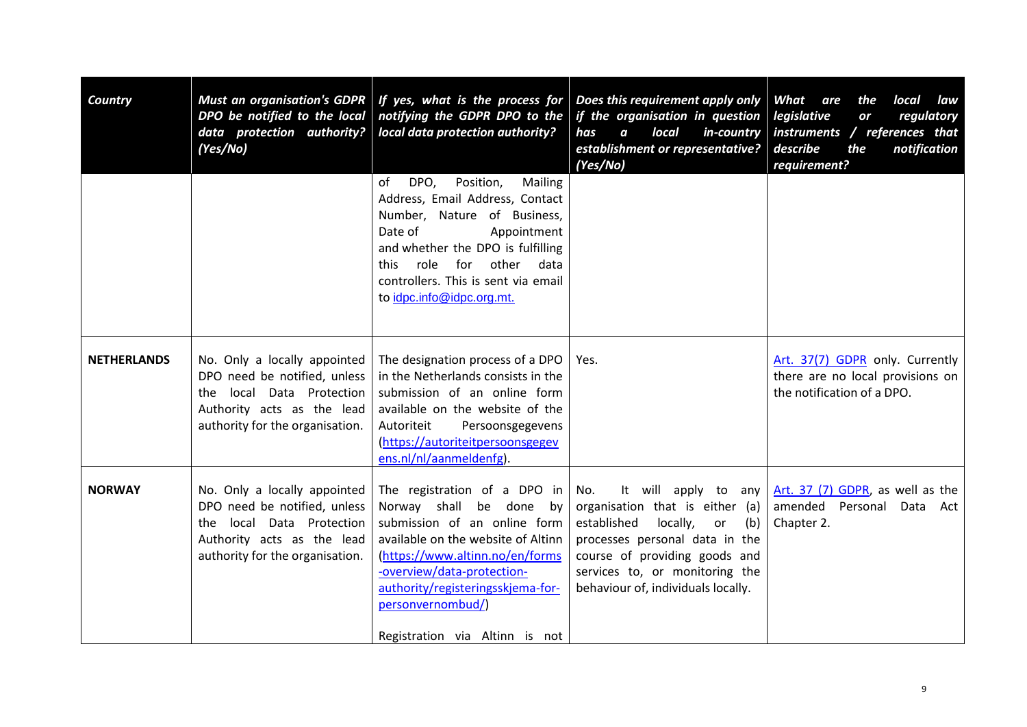| Country | Must an organisation's GDPR DPO be notified to the local data protection authority? (Yes/No) | If yes, what is the process for notifying the GDPR DPO to the local data protection authority? | Does this requirement apply only if the organisation in question has a local in-country establishment or representative? (Yes/No) | What are the local law legislative or regulatory instruments / references that describe the notification requirement? |
|---|---|---|---|---|
| | | of DPO, Position, Mailing Address, Email Address, Contact Number, Nature of Business, Date of Appointment and whether the DPO is fulfilling this role for other data controllers. This is sent via email to [idpc.info@idpc.org.mt.](mailto:idpc.info@idpc.org.mt) | | |
| **NETHERLANDS** | No. Only a locally appointed DPO need be notified, unless the local Data Protection Authority acts as the lead authority for the organisation. | The designation process of a DPO in the Netherlands consists in the submission of an online form available on the website of the Autoriteit Persoonsgegevens ([https://autoriteitpersoonsgegevens.nl/nl/aanmeldenfg](https://autoriteitpersoonsgegevens.nl/nl/aanmeldenfg)). | Yes. | [Art. 37(7) GDPR](#) only. Currently there are no local provisions on the notification of a DPO. |
| **NORWAY** | No. Only a locally appointed DPO need be notified, unless the local Data Protection Authority acts as the lead authority for the organisation. | The registration of a DPO in Norway shall be done by submission of an online form available on the website of Altinn ([https://www.altinn.no/en/forms-overview/data-protection-authority/registeringsskjema-for-personvernombud/](https://www.altinn.no/en/forms-overview/data-protection-authority/registeringsskjema-for-personvernombud/))<br><br>Registration via Altinn is not | No. It will apply to any organisation that is either (a) established locally, or (b) processes personal data in the course of providing goods and services to, or monitoring the behaviour of, individuals locally. | [Art. 37 (7) GDPR](#), as well as the amended Personal Data Act Chapter 2. |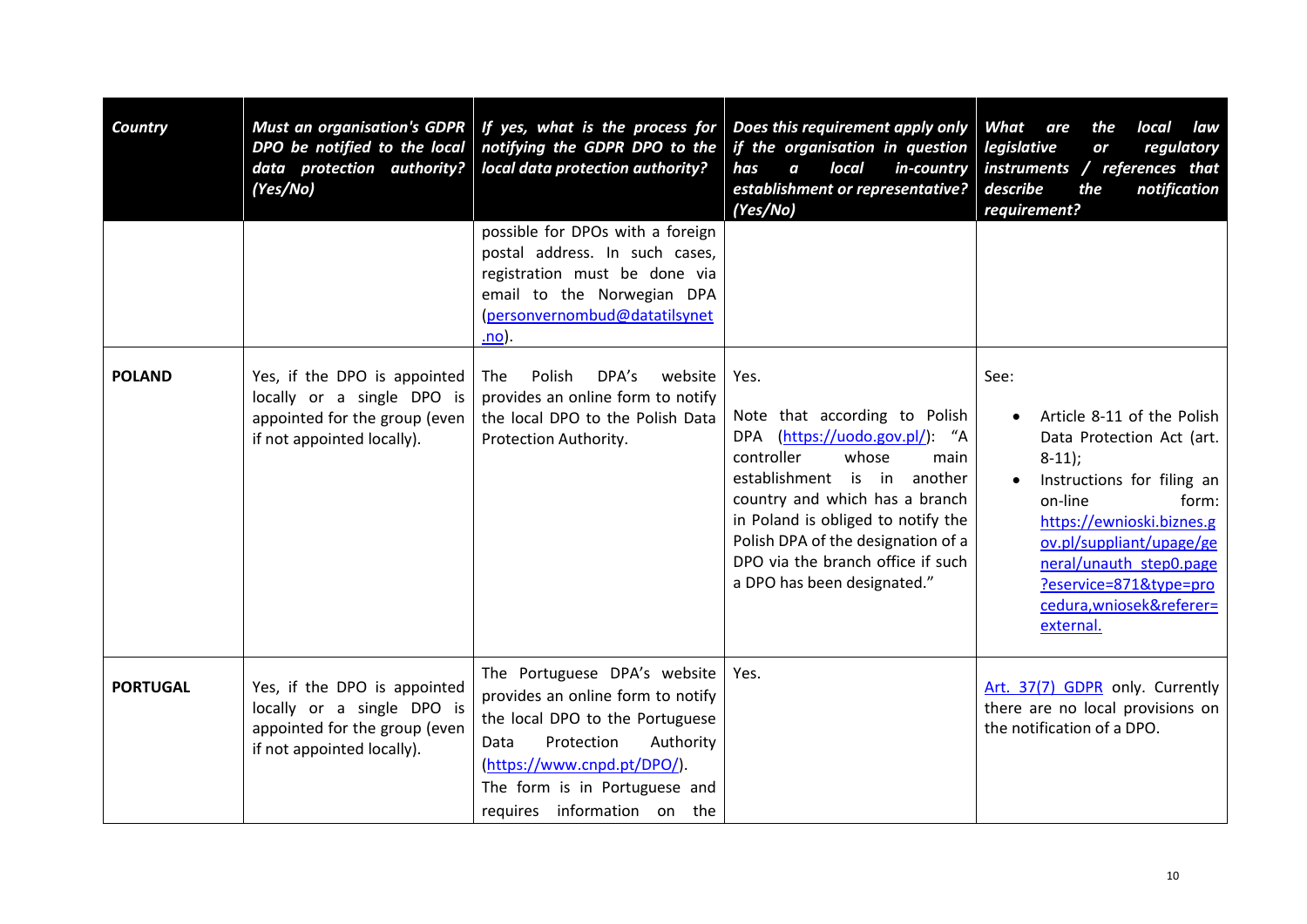| Country | Must an organisation's GDPR DPO be notified to the local data protection authority? (Yes/No) | If yes, what is the process for notifying the GDPR DPO to the local data protection authority? | Does this requirement apply only if the organisation in question has a local in-country establishment or representative? (Yes/No) | What are the local law legislative or regulatory instruments / references that describe the notification requirement? |
|---|---|---|---|---|
| | | possible for DPOs with a foreign postal address. In such cases, registration must be done via email to the Norwegian DPA (personvernombud@datatilsynet.no). | | |
| **POLAND** | Yes, if the DPO is appointed locally or a single DPO is appointed for the group (even if not appointed locally). | The Polish DPA's website provides an online form to notify the local DPO to the Polish Data Protection Authority. | Yes.<br><br>Note that according to Polish DPA (https://uodo.gov.pl/): "A controller whose main establishment is in another country and which has a branch in Poland is obliged to notify the Polish DPA of the designation of a DPO via the branch office if such a DPO has been designated." | See:<br>• Article 8-11 of the Polish Data Protection Act (art. 8-11);<br>• Instructions for filing an on-line form: https://ewnioski.biznes.gov.pl/suppliant/upage/general/unauth_step0.page?eservice=871&type=procedura,wniosek&referer=external. |
| **PORTUGAL** | Yes, if the DPO is appointed locally or a single DPO is appointed for the group (even if not appointed locally). | The Portuguese DPA's website provides an online form to notify the local DPO to the Portuguese Data Protection Authority (https://www.cnpd.pt/DPO/). The form is in Portuguese and requires information on the | Yes. | Art. 37(7) GDPR only. Currently there are no local provisions on the notification of a DPO. |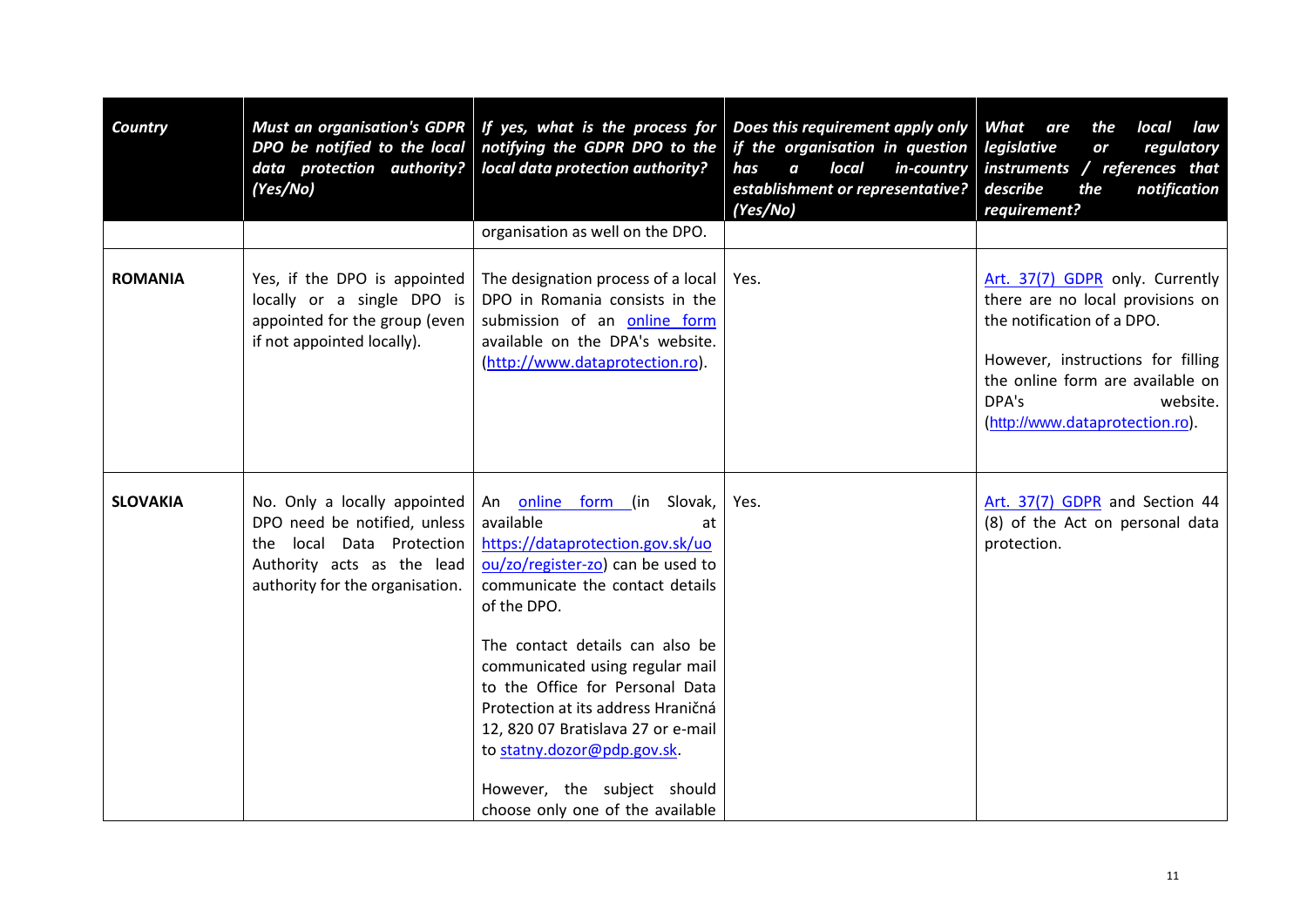| Country | Must an organisation's GDPR DPO be notified to the local data protection authority? (Yes/No) | If yes, what is the process for notifying the GDPR DPO to the local data protection authority? | Does this requirement apply only if the organisation in question has a local in-country establishment or representative? (Yes/No) | What are the local law legislative or regulatory instruments / references that describe the notification requirement? |
|---|---|---|---|---|
| | | organisation as well on the DPO. | | |
| **ROMANIA** | Yes, if the DPO is appointed locally or a single DPO is appointed for the group (even if not appointed locally). | The designation process of a local DPO in Romania consists in the submission of an online form available on the DPA's website. (http://www.dataprotection.ro). | Yes. | Art. 37(7) GDPR only. Currently there are no local provisions on the notification of a DPO.<br><br>However, instructions for filling the online form are available on DPA's website. (http://www.dataprotection.ro). |
| **SLOVAKIA** | No. Only a locally appointed DPO need be notified, unless the local Data Protection Authority acts as the lead authority for the organisation. | An online form (in Slovak, available at https://dataprotection.gov.sk/uoou/zo/register-zo) can be used to communicate the contact details of the DPO.<br><br>The contact details can also be communicated using regular mail to the Office for Personal Data Protection at its address Hraničná 12, 820 07 Bratislava 27 or e-mail to statny.dozor@pdp.gov.sk.<br><br>However, the subject should choose only one of the available | Yes. | Art. 37(7) GDPR and Section 44 (8) of the Act on personal data protection. |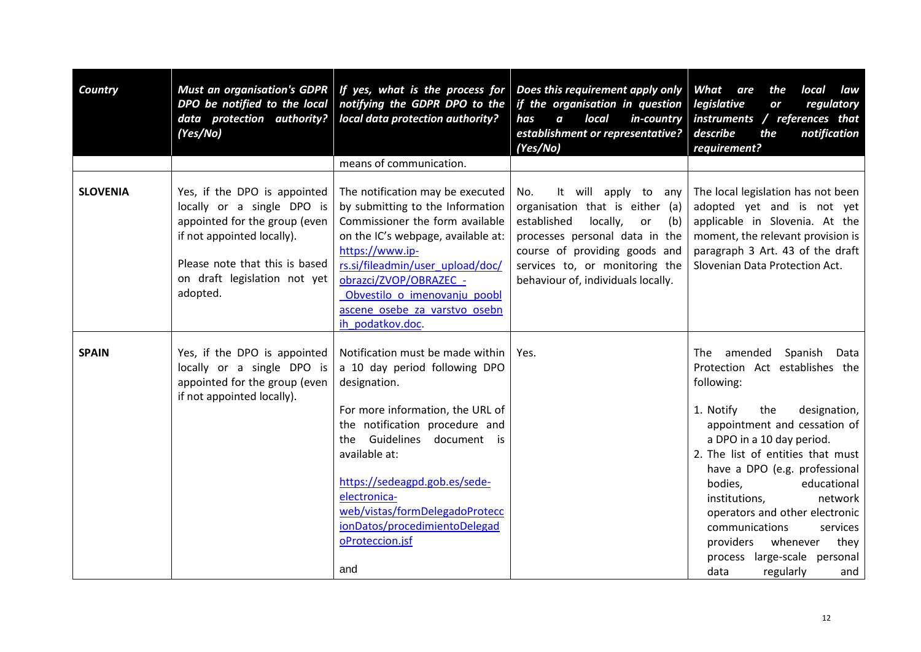| *Country* | *Must an organisation's GDPR DPO be notified to the local data protection authority? (Yes/No)* | *If yes, what is the process for notifying the GDPR DPO to the local data protection authority?* | *Does this requirement apply only if the organisation in question has a local in-country establishment or representative? (Yes/No)* | *What are the local law legislative or regulatory instruments / references that describe the notification requirement?* |
|---|---|---|---|---|
| | | means of communication. | | |
| **SLOVENIA** | Yes, if the DPO is appointed locally or a single DPO is appointed for the group (even if not appointed locally).<br><br>Please note that this is based on draft legislation not yet adopted. | The notification may be executed by submitting to the Information Commissioner the form available on the IC's webpage, available at: [https://www.ip-rs.si/fileadmin/user_upload/doc/obrazci/ZVOP/OBRAZEC_-_Obvestilo_o_imenovanju_pooblascene_osebe_za_varstvo_osebnih_podatkov.doc](https://www.ip-rs.si/fileadmin/user_upload/doc/obrazci/ZVOP/OBRAZEC_-_Obvestilo_o_imenovanju_pooblascene_osebe_za_varstvo_osebnih_podatkov.doc). | No. It will apply to any organisation that is either (a) established locally, or (b) processes personal data in the course of providing goods and services to, or monitoring the behaviour of, individuals locally. | The local legislation has not been adopted yet and is not yet applicable in Slovenia. At the moment, the relevant provision is paragraph 3 Art. 43 of the draft Slovenian Data Protection Act. |
| **SPAIN** | Yes, if the DPO is appointed locally or a single DPO is appointed for the group (even if not appointed locally). | Notification must be made within a 10 day period following DPO designation.<br><br>For more information, the URL of the notification procedure and the Guidelines document is available at:<br><br>[https://sedeagpd.gob.es/sede-electronica-web/vistas/formDelegadoProteccionDatos/procedimientoDelegadoProteccion.jsf](https://sedeagpd.gob.es/sede-electronica-web/vistas/formDelegadoProteccionDatos/procedimientoDelegadoProteccion.jsf)<br><br>and | Yes. | The amended Spanish Data Protection Act establishes the following:<br><br>1. Notify the designation, appointment and cessation of a DPO in a 10 day period.<br>2. The list of entities that must have a DPO (e.g. professional bodies, educational institutions, network operators and other electronic communications services providers whenever they process large-scale personal data regularly and |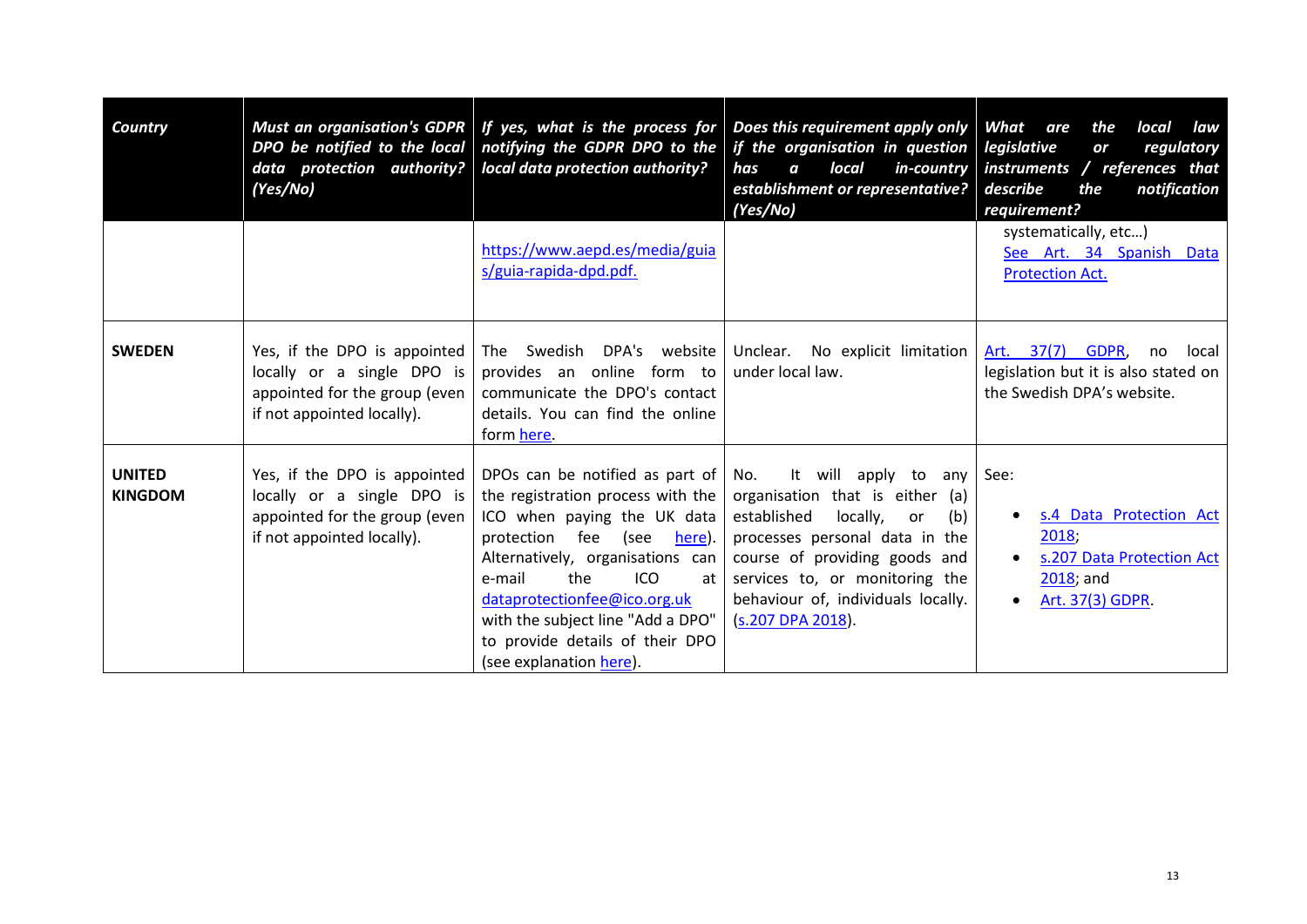| Country | Must an organisation's GDPR DPO be notified to the local data protection authority? (Yes/No) | If yes, what is the process for notifying the GDPR DPO to the local data protection authority? | Does this requirement apply only if the organisation in question has a local in-country establishment or representative? (Yes/No) | What are the local law legislative or regulatory instruments / references that describe the notification requirement? |
|---|---|---|---|---|
| | | https://www.aepd.es/media/guias/guia-rapida-dpd.pdf. | | systematically, etc…) See Art. 34 Spanish Data Protection Act. |
| **SWEDEN** | Yes, if the DPO is appointed locally or a single DPO is appointed for the group (even if not appointed locally). | The Swedish DPA's website provides an online form to communicate the DPO's contact details. You can find the online form here. | Unclear. No explicit limitation under local law. | Art. 37(7) GDPR, no local legislation but it is also stated on the Swedish DPA's website. |
| **UNITED KINGDOM** | Yes, if the DPO is appointed locally or a single DPO is appointed for the group (even if not appointed locally). | DPOs can be notified as part of the registration process with the ICO when paying the UK data protection fee (see here). Alternatively, organisations can e-mail the ICO at dataprotectionfee@ico.org.uk with the subject line "Add a DPO" to provide details of their DPO (see explanation here). | No. It will apply to any organisation that is either (a) established locally, or (b) processes personal data in the course of providing goods and services to, or monitoring the behaviour of, individuals locally. (s.207 DPA 2018). | See: <br>• s.4 Data Protection Act 2018; <br>• s.207 Data Protection Act 2018; and <br>• Art. 37(3) GDPR. |